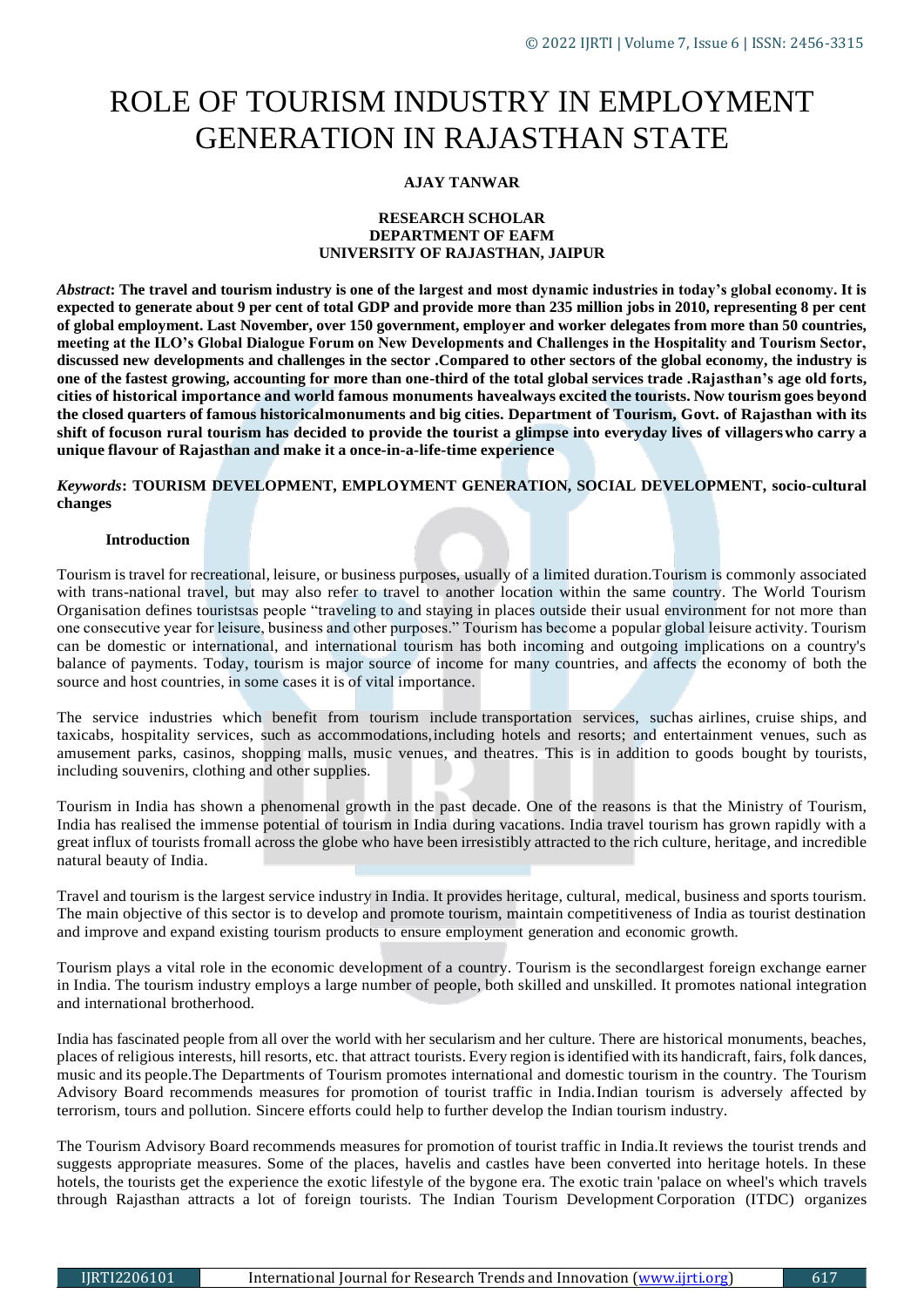# ROLE OF TOURISM INDUSTRY IN EMPLOYMENT GENERATION IN RAJASTHAN STATE

**AJAY TANWAR**

**RESEARCH SCHOLAR**
**DEPARTMENT OF EAFM**
**UNIVERSITY OF RAJASTHAN, JAIPUR**

***Abstract*: The travel and tourism industry is one of the largest and most dynamic industries in today's global economy. It is expected to generate about 9 per cent of total GDP and provide more than 235 million jobs in 2010, representing 8 per cent of global employment. Last November, over 150 government, employer and worker delegates from more than 50 countries, meeting at the ILO's Global Dialogue Forum on New Developments and Challenges in the Hospitality and Tourism Sector, discussed new developments and challenges in the sector .Compared to other sectors of the global economy, the industry is one of the fastest growing, accounting for more than one-third of the total global services trade .Rajasthan's age old forts, cities of historical importance and world famous monuments havealways excited the tourists. Now tourism goes beyond the closed quarters of famous historicalmonuments and big cities. Department of Tourism, Govt. of Rajasthan with its shift of focuson rural tourism has decided to provide the tourist a glimpse into everyday lives of villagerswho carry a unique flavour of Rajasthan and make it a once-in-a-life-time experience**

***Keywords*: TOURISM DEVELOPMENT, EMPLOYMENT GENERATION, SOCIAL DEVELOPMENT, socio-cultural changes**

**Introduction**

Tourism is travel for recreational, leisure, or business purposes, usually of a limited duration.Tourism is commonly associated with trans-national travel, but may also refer to travel to another location within the same country. The World Tourism Organisation defines touristsas people "traveling to and staying in places outside their usual environment for not more than one consecutive year for leisure, business and other purposes." Tourism has become a popular global leisure activity. Tourism can be domestic or international, and international tourism has both incoming and outgoing implications on a country's balance of payments. Today, tourism is major source of income for many countries, and affects the economy of both the source and host countries, in some cases it is of vital importance.

The service industries which benefit from tourism include transportation services, suchas airlines, cruise ships, and taxicabs, hospitality services, such as accommodations,including hotels and resorts; and entertainment venues, such as amusement parks, casinos, shopping malls, music venues, and theatres. This is in addition to goods bought by tourists, including souvenirs, clothing and other supplies.

Tourism in India has shown a phenomenal growth in the past decade. One of the reasons is that the Ministry of Tourism, India has realised the immense potential of tourism in India during vacations. India travel tourism has grown rapidly with a great influx of tourists fromall across the globe who have been irresistibly attracted to the rich culture, heritage, and incredible natural beauty of India.

Travel and tourism is the largest service industry in India. It provides heritage, cultural, medical, business and sports tourism. The main objective of this sector is to develop and promote tourism, maintain competitiveness of India as tourist destination and improve and expand existing tourism products to ensure employment generation and economic growth.

Tourism plays a vital role in the economic development of a country. Tourism is the secondlargest foreign exchange earner in India. The tourism industry employs a large number of people, both skilled and unskilled. It promotes national integration and international brotherhood.

India has fascinated people from all over the world with her secularism and her culture. There are historical monuments, beaches, places of religious interests, hill resorts, etc. that attract tourists. Every region is identified with its handicraft, fairs, folk dances, music and its people.The Departments of Tourism promotes international and domestic tourism in the country. The Tourism Advisory Board recommends measures for promotion of tourist traffic in India.Indian tourism is adversely affected by terrorism, tours and pollution. Sincere efforts could help to further develop the Indian tourism industry.

The Tourism Advisory Board recommends measures for promotion of tourist traffic in India.It reviews the tourist trends and suggests appropriate measures. Some of the places, havelis and castles have been converted into heritage hotels. In these hotels, the tourists get the experience the exotic lifestyle of the bygone era. The exotic train 'palace on wheel's which travels through Rajasthan attracts a lot of foreign tourists. The Indian Tourism Development Corporation (ITDC) organizes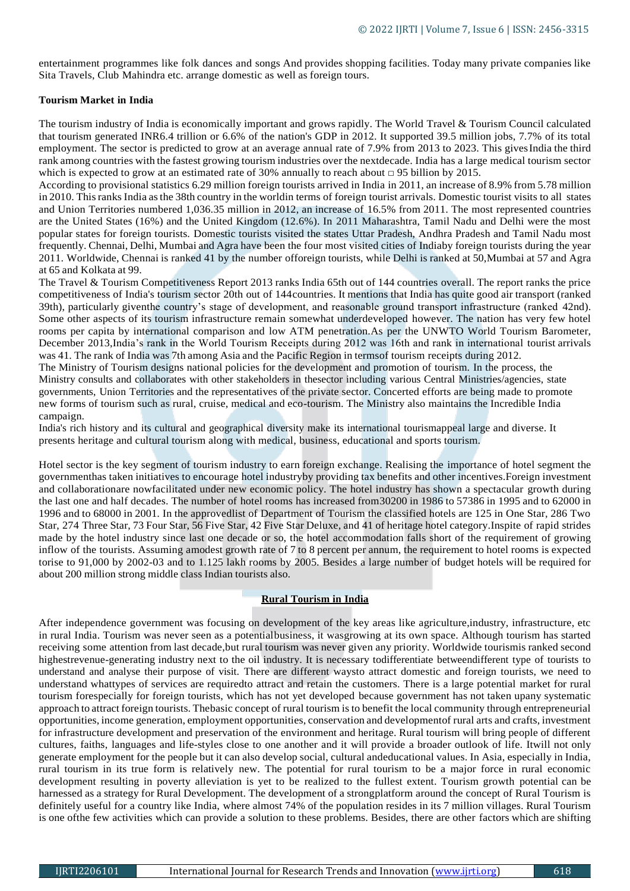entertainment programmes like folk dances and songs And provides shopping facilities. Today many private companies like Sita Travels, Club Mahindra etc. arrange domestic as well as foreign tours.

**Tourism Market in India**

The tourism industry of India is economically important and grows rapidly. The World Travel & Tourism Council calculated that tourism generated INR6.4 trillion or 6.6% of the nation's GDP in 2012. It supported 39.5 million jobs, 7.7% of its total employment. The sector is predicted to grow at an average annual rate of 7.9% from 2013 to 2023. This gives India the third rank among countries with the fastest growing tourism industries over the nextdecade. India has a large medical tourism sector which is expected to grow at an estimated rate of 30% annually to reach about □ 95 billion by 2015.

According to provisional statistics 6.29 million foreign tourists arrived in India in 2011, an increase of 8.9% from 5.78 million in 2010. This ranks India as the 38th country in the worldin terms of foreign tourist arrivals. Domestic tourist visits to all states and Union Territories numbered 1,036.35 million in 2012, an increase of 16.5% from 2011. The most represented countries are the United States (16%) and the United Kingdom (12.6%). In 2011 Maharashtra, Tamil Nadu and Delhi were the most popular states for foreign tourists. Domestic tourists visited the states Uttar Pradesh, Andhra Pradesh and Tamil Nadu most frequently. Chennai, Delhi, Mumbai and Agra have been the four most visited cities of Indiaby foreign tourists during the year 2011. Worldwide, Chennai is ranked 41 by the number offoreign tourists, while Delhi is ranked at 50,Mumbai at 57 and Agra at 65 and Kolkata at 99.

The Travel & Tourism Competitiveness Report 2013 ranks India 65th out of 144 countries overall. The report ranks the price competitiveness of India's tourism sector 20th out of 144countries. It mentions that India has quite good air transport (ranked 39th), particularly giventhe country's stage of development, and reasonable ground transport infrastructure (ranked 42nd). Some other aspects of its tourism infrastructure remain somewhat underdeveloped however. The nation has very few hotel rooms per capita by international comparison and low ATM penetration.As per the UNWTO World Tourism Barometer, December 2013,India's rank in the World Tourism Receipts during 2012 was 16th and rank in international tourist arrivals was 41. The rank of India was 7th among Asia and the Pacific Region in termsof tourism receipts during 2012.

The Ministry of Tourism designs national policies for the development and promotion of tourism. In the process, the Ministry consults and collaborates with other stakeholders in thesector including various Central Ministries/agencies, state governments, Union Territories and the representatives of the private sector. Concerted efforts are being made to promote new forms of tourism such as rural, cruise, medical and eco-tourism. The Ministry also maintains the Incredible India campaign.

India's rich history and its cultural and geographical diversity make its international tourismappeal large and diverse. It presents heritage and cultural tourism along with medical, business, educational and sports tourism.

Hotel sector is the key segment of tourism industry to earn foreign exchange. Realising the importance of hotel segment the governmenthas taken initiatives to encourage hotel industryby providing tax benefits and other incentives.Foreign investment and collaborationare nowfacilitated under new economic policy. The hotel industry has shown a spectacular growth during the last one and half decades. The number of hotel rooms has increased from30200 in 1986 to 57386 in 1995 and to 62000 in 1996 and to 68000 in 2001. In the approvedlist of Department of Tourism the classified hotels are 125 in One Star, 286 Two Star, 274 Three Star, 73 Four Star, 56 Five Star, 42 Five Star Deluxe, and 41 of heritage hotel category.Inspite of rapid strides made by the hotel industry since last one decade or so, the hotel accommodation falls short of the requirement of growing inflow of the tourists. Assuming amodest growth rate of 7 to 8 percent per annum, the requirement to hotel rooms is expected torise to 91,000 by 2002-03 and to 1.125 lakh rooms by 2005. Besides a large number of budget hotels will be required for about 200 million strong middle class Indian tourists also.

**Rural Tourism in India**

After independence government was focusing on development of the key areas like agriculture,industry, infrastructure, etc in rural India. Tourism was never seen as a potentialbusiness, it wasgrowing at its own space. Although tourism has started receiving some attention from last decade,but rural tourism was never given any priority. Worldwide tourismis ranked second highestrevenue-generating industry next to the oil industry. It is necessary todifferentiate betweendifferent type of tourists to understand and analyse their purpose of visit. There are different waysto attract domestic and foreign tourists, we need to understand whattypes of services are requiredto attract and retain the customers. There is a large potential market for rural tourism forespecially for foreign tourists, which has not yet developed because government has not taken upany systematic approach to attract foreign tourists. Thebasic concept of rural tourism is to benefit the local community through entrepreneurial opportunities, income generation, employment opportunities, conservation and developmentof rural arts and crafts, investment for infrastructure development and preservation of the environment and heritage. Rural tourism will bring people of different cultures, faiths, languages and life-styles close to one another and it will provide a broader outlook of life. Itwill not only generate employment for the people but it can also develop social, cultural andeducational values. In Asia, especially in India, rural tourism in its true form is relatively new. The potential for rural tourism to be a major force in rural economic development resulting in poverty alleviation is yet to be realized to the fullest extent. Tourism growth potential can be harnessed as a strategy for Rural Development. The development of a strongplatform around the concept of Rural Tourism is definitely useful for a country like India, where almost 74% of the population resides in its 7 million villages. Rural Tourism is one ofthe few activities which can provide a solution to these problems. Besides, there are other factors which are shifting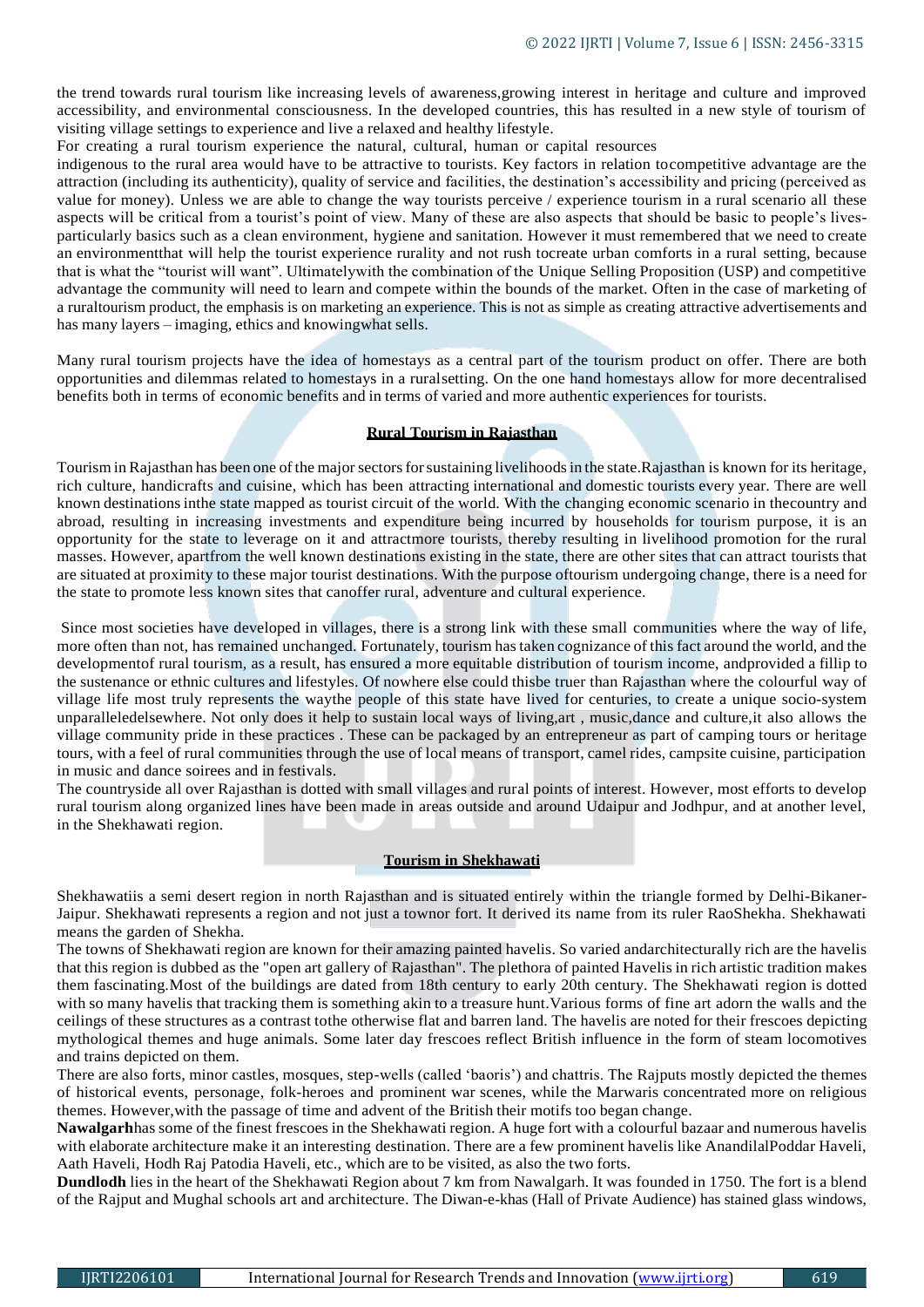the trend towards rural tourism like increasing levels of awareness,growing interest in heritage and culture and improved accessibility, and environmental consciousness. In the developed countries, this has resulted in a new style of tourism of visiting village settings to experience and live a relaxed and healthy lifestyle.

For creating a rural tourism experience the natural, cultural, human or capital resources indigenous to the rural area would have to be attractive to tourists. Key factors in relation tocompetitive advantage are the attraction (including its authenticity), quality of service and facilities, the destination's accessibility and pricing (perceived as value for money). Unless we are able to change the way tourists perceive / experience tourism in a rural scenario all these aspects will be critical from a tourist's point of view. Many of these are also aspects that should be basic to people's lives- particularly basics such as a clean environment, hygiene and sanitation. However it must remembered that we need to create an environmentthat will help the tourist experience rurality and not rush tocreate urban comforts in a rural setting, because that is what the "tourist will want". Ultimatelywith the combination of the Unique Selling Proposition (USP) and competitive advantage the community will need to learn and compete within the bounds of the market. Often in the case of marketing of a ruraltourism product, the emphasis is on marketing an experience. This is not as simple as creating attractive advertisements and has many layers – imaging, ethics and knowingwhat sells.

Many rural tourism projects have the idea of homestays as a central part of the tourism product on offer. There are both opportunities and dilemmas related to homestays in a ruralsetting. On the one hand homestays allow for more decentralised benefits both in terms of economic benefits and in terms of varied and more authentic experiences for tourists.

## Rural Tourism in Rajasthan

Tourism in Rajasthan has been one of the major sectors for sustaining livelihoods in the state.Rajasthan is known for its heritage, rich culture, handicrafts and cuisine, which has been attracting international and domestic tourists every year. There are well known destinations inthe state mapped as tourist circuit of the world. With the changing economic scenario in thecountry and abroad, resulting in increasing investments and expenditure being incurred by households for tourism purpose, it is an opportunity for the state to leverage on it and attractmore tourists, thereby resulting in livelihood promotion for the rural masses. However, apartfrom the well known destinations existing in the state, there are other sites that can attract tourists that are situated at proximity to these major tourist destinations. With the purpose oftourism undergoing change, there is a need for the state to promote less known sites that canoffer rural, adventure and cultural experience.

Since most societies have developed in villages, there is a strong link with these small communities where the way of life, more often than not, has remained unchanged. Fortunately, tourism has taken cognizance of this fact around the world, and the developmentof rural tourism, as a result, has ensured a more equitable distribution of tourism income, andprovided a fillip to the sustenance or ethnic cultures and lifestyles. Of nowhere else could thisbe truer than Rajasthan where the colourful way of village life most truly represents the waythe people of this state have lived for centuries, to create a unique socio-system unparalleledelsewhere. Not only does it help to sustain local ways of living,art , music,dance and culture,it also allows the village community pride in these practices . These can be packaged by an entrepreneur as part of camping tours or heritage tours, with a feel of rural communities through the use of local means of transport, camel rides, campsite cuisine, participation in music and dance soirees and in festivals.

The countryside all over Rajasthan is dotted with small villages and rural points of interest. However, most efforts to develop rural tourism along organized lines have been made in areas outside and around Udaipur and Jodhpur, and at another level, in the Shekhawati region.

## Tourism in Shekhawati

Shekhawatiis a semi desert region in north Rajasthan and is situated entirely within the triangle formed by Delhi-Bikaner-Jaipur. Shekhawati represents a region and not just a townor fort. It derived its name from its ruler RaoShekha. Shekhawati means the garden of Shekha.

The towns of Shekhawati region are known for their amazing painted havelis. So varied andarchitecturally rich are the havelis that this region is dubbed as the "open art gallery of Rajasthan". The plethora of painted Havelis in rich artistic tradition makes them fascinating.Most of the buildings are dated from 18th century to early 20th century. The Shekhawati region is dotted with so many havelis that tracking them is something akin to a treasure hunt.Various forms of fine art adorn the walls and the ceilings of these structures as a contrast tothe otherwise flat and barren land. The havelis are noted for their frescoes depicting mythological themes and huge animals. Some later day frescoes reflect British influence in the form of steam locomotives and trains depicted on them.

There are also forts, minor castles, mosques, step-wells (called 'baoris') and chattris. The Rajputs mostly depicted the themes of historical events, personage, folk-heroes and prominent war scenes, while the Marwaris concentrated more on religious themes. However,with the passage of time and advent of the British their motifs too began change.

**Nawalgarh**has some of the finest frescoes in the Shekhawati region. A huge fort with a colourful bazaar and numerous havelis with elaborate architecture make it an interesting destination. There are a few prominent havelis like AnandilalPoddar Haveli, Aath Haveli, Hodh Raj Patodia Haveli, etc., which are to be visited, as also the two forts.

**Dundlodh** lies in the heart of the Shekhawati Region about 7 km from Nawalgarh. It was founded in 1750. The fort is a blend of the Rajput and Mughal schools art and architecture. The Diwan-e-khas (Hall of Private Audience) has stained glass windows,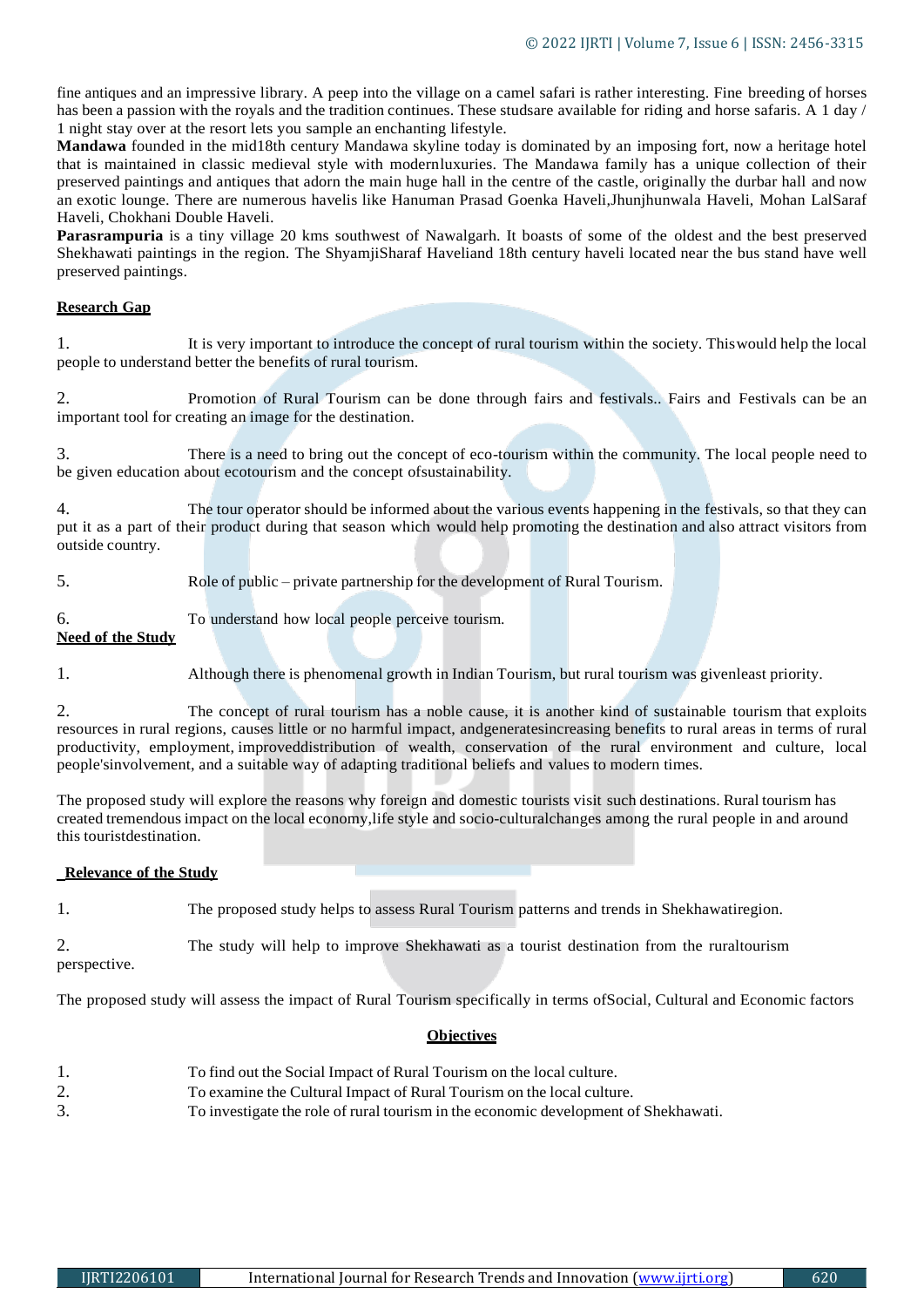fine antiques and an impressive library. A peep into the village on a camel safari is rather interesting. Fine breeding of horses has been a passion with the royals and the tradition continues. These studsare available for riding and horse safaris. A 1 day / 1 night stay over at the resort lets you sample an enchanting lifestyle.

**Mandawa** founded in the mid18th century Mandawa skyline today is dominated by an imposing fort, now a heritage hotel that is maintained in classic medieval style with modernluxuries. The Mandawa family has a unique collection of their preserved paintings and antiques that adorn the main huge hall in the centre of the castle, originally the durbar hall and now an exotic lounge. There are numerous havelis like Hanuman Prasad Goenka Haveli,Jhunjhunwala Haveli, Mohan LalSaraf Haveli, Chokhani Double Haveli.

**Parasrampuria** is a tiny village 20 kms southwest of Nawalgarh. It boasts of some of the oldest and the best preserved Shekhawati paintings in the region. The ShyamjiSharaf Haveliand 18th century haveli located near the bus stand have well preserved paintings.

**Research Gap**

1. It is very important to introduce the concept of rural tourism within the society. Thiswould help the local people to understand better the benefits of rural tourism.

2. Promotion of Rural Tourism can be done through fairs and festivals.. Fairs and Festivals can be an important tool for creating an image for the destination.

3. There is a need to bring out the concept of eco-tourism within the community. The local people need to be given education about ecotourism and the concept ofsustainability.

4. The tour operator should be informed about the various events happening in the festivals, so that they can put it as a part of their product during that season which would help promoting the destination and also attract visitors from outside country.

5. Role of public – private partnership for the development of Rural Tourism.

6. To understand how local people perceive tourism.

**Need of the Study**

1. Although there is phenomenal growth in Indian Tourism, but rural tourism was givenleast priority.

2. The concept of rural tourism has a noble cause, it is another kind of sustainable tourism that exploits resources in rural regions, causes little or no harmful impact, andgeneratesincreasing benefits to rural areas in terms of rural productivity, employment, improveddistribution of wealth, conservation of the rural environment and culture, local people'sinvolvement, and a suitable way of adapting traditional beliefs and values to modern times.

The proposed study will explore the reasons why foreign and domestic tourists visit such destinations. Rural tourism has created tremendous impact on the local economy,life style and socio-culturalchanges among the rural people in and around this touristdestination.

**Relevance of the Study**

1. The proposed study helps to assess Rural Tourism patterns and trends in Shekhawatiregion.

2. The study will help to improve Shekhawati as a tourist destination from the ruraltourism perspective.

The proposed study will assess the impact of Rural Tourism specifically in terms ofSocial, Cultural and Economic factors

**Objectives**

1. To find out the Social Impact of Rural Tourism on the local culture.
2. To examine the Cultural Impact of Rural Tourism on the local culture.
3. To investigate the role of rural tourism in the economic development of Shekhawati.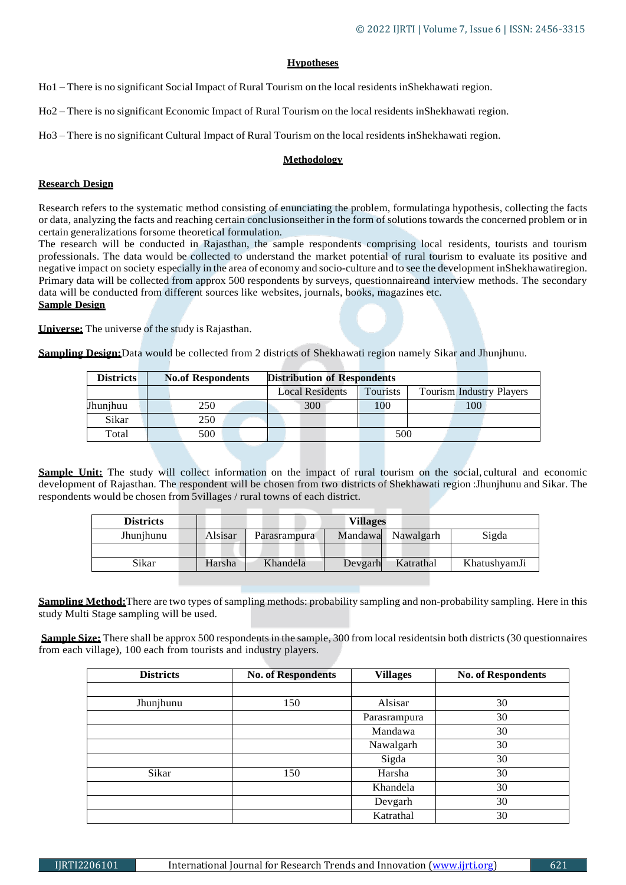### Hypotheses

Ho1 – There is no significant Social Impact of Rural Tourism on the local residents inShekhawati region.

Ho2 – There is no significant Economic Impact of Rural Tourism on the local residents inShekhawati region.

Ho3 – There is no significant Cultural Impact of Rural Tourism on the local residents inShekhawati region.

### Methodology

**Research Design**

Research refers to the systematic method consisting of enunciating the problem, formulatinga hypothesis, collecting the facts or data, analyzing the facts and reaching certain conclusionseither in the form of solutions towards the concerned problem or in certain generalizations forsome theoretical formulation.

The research will be conducted in Rajasthan, the sample respondents comprising local residents, tourists and tourism professionals. The data would be collected to understand the market potential of rural tourism to evaluate its positive and negative impact on society especially in the area of economy and socio-culture and to see the development inShekhawatiregion. Primary data will be collected from approx 500 respondents by surveys, questionnaireand interview methods. The secondary data will be conducted from different sources like websites, journals, books, magazines etc.

**Sample Design**

**Universe:** The universe of the study is Rajasthan.

**Sampling Design:** Data would be collected from 2 districts of Shekhawati region namely Sikar and Jhunjhunu.

| Districts | No.of Respondents | Distribution of Respondents | | |
|---|---|---|---|---|
| | | Local Residents | Tourists | Tourism Industry Players |
| Jhunjhuu | 250 | 300 | 100 | 100 |
| Sikar | 250 | | | |
| Total | 500 | 500 | | |

**Sample Unit:** The study will collect information on the impact of rural tourism on the social, cultural and economic development of Rajasthan. The respondent will be chosen from two districts of Shekhawati region :Jhunjhunu and Sikar. The respondents would be chosen from 5villages / rural towns of each district.

| Districts | Villages | | | | |
|---|---|---|---|---|---|
| Jhunjhunu | Alsisar | Parasrampura | Mandawa | Nawalgarh | Sigda |
| | | | | | |
| Sikar | Harsha | Khandela | Devgarh | Katrathal | KhatushyamJi |

**Sampling Method:** There are two types of sampling methods: probability sampling and non-probability sampling. Here in this study Multi Stage sampling will be used.

**Sample Size:** There shall be approx 500 respondents in the sample, 300 from local residentsin both districts (30 questionnaires from each village), 100 each from tourists and industry players.

| Districts | No. of Respondents | Villages | No. of Respondents |
|---|---|---|---|
| | | | |
| Jhunjhunu | 150 | Alsisar | 30 |
| | | Parasrampura | 30 |
| | | Mandawa | 30 |
| | | Nawalgarh | 30 |
| | | Sigda | 30 |
| Sikar | 150 | Harsha | 30 |
| | | Khandela | 30 |
| | | Devgarh | 30 |
| | | Katrathal | 30 |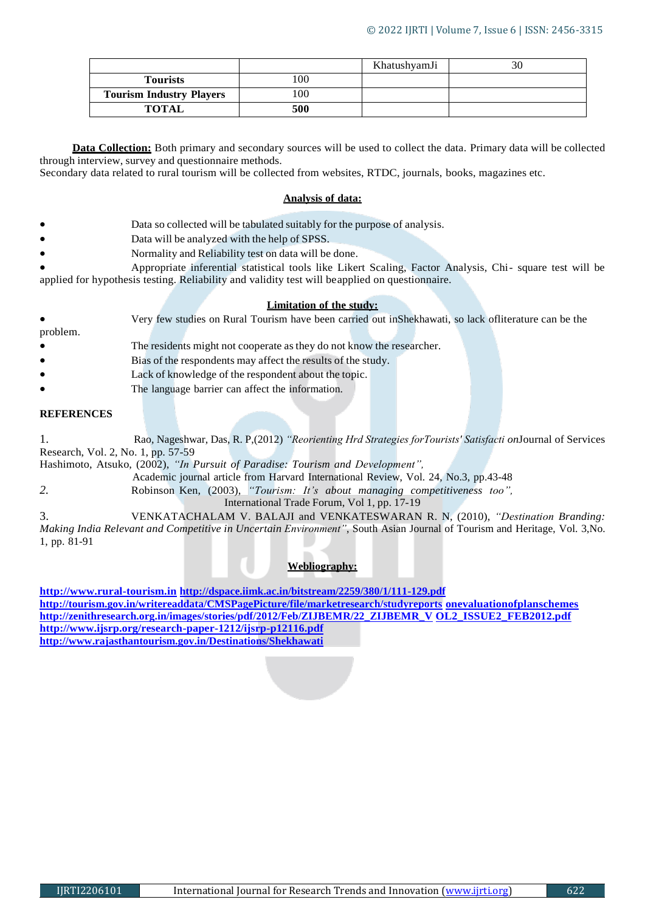| | | | |
|---|---|---|---|
| | | KhatushyamJi | 30 |
| **Tourists** | 100 | | |
| **Tourism Industry Players** | 100 | | |
| **TOTAL** | **500** | | |

**Data Collection:** Both primary and secondary sources will be used to collect the data. Primary data will be collected through interview, survey and questionnaire methods.
Secondary data related to rural tourism will be collected from websites, RTDC, journals, books, magazines etc.

## Analysis of data:

- Data so collected will be tabulated suitably for the purpose of analysis.
- Data will be analyzed with the help of SPSS.
- Normality and Reliability test on data will be done.
- Appropriate inferential statistical tools like Likert Scaling, Factor Analysis, Chi- square test will be applied for hypothesis testing. Reliability and validity test will beapplied on questionnaire.

## Limitation of the study:

- Very few studies on Rural Tourism have been carried out inShekhawati, so lack ofliterature can be the problem.
- The residents might not cooperate as they do not know the researcher.
- Bias of the respondents may affect the results of the study.
- Lack of knowledge of the respondent about the topic.
- The language barrier can affect the information.

## REFERENCES

1. Rao, Nageshwar, Das, R. P,(2012) *"Reorienting Hrd Strategies forTourists' Satisfacti on*Journal of Services Research, Vol. 2, No. 1, pp. 57-59
Hashimoto, Atsuko, (2002), *"In Pursuit of Paradise: Tourism and Development",* Academic journal article from Harvard International Review, Vol. 24, No.3, pp.43-48
2. Robinson Ken, (2003), *"Tourism: It's about managing competitiveness too",* International Trade Forum, Vol 1, pp. 17-19
3. VENKATACHALAM V. BALAJI and VENKATESWARAN R. N, (2010), *"Destination Branding: Making India Relevant and Competitive in Uncertain Environment"*, South Asian Journal of Tourism and Heritage, Vol. 3,No. 1, pp. 81-91

## Webliography:

**http://www.rural-tourism.in** **http://dspace.iimk.ac.in/bitstream/2259/380/1/111-129.pdf**
**http://tourism.gov.in/writereaddata/CMSPagePicture/file/marketresearch/studyreports** **onevaluationofplanschemes**
**http://zenithresearch.org.in/images/stories/pdf/2012/Feb/ZIJBEMR/22_ZIJBEMR_V** **OL2_ISSUE2_FEB2012.pdf**
**http://www.ijsrp.org/research-paper-1212/ijsrp-p12116.pdf**
**http://www.rajasthantourism.gov.in/Destinations/Shekhawati**